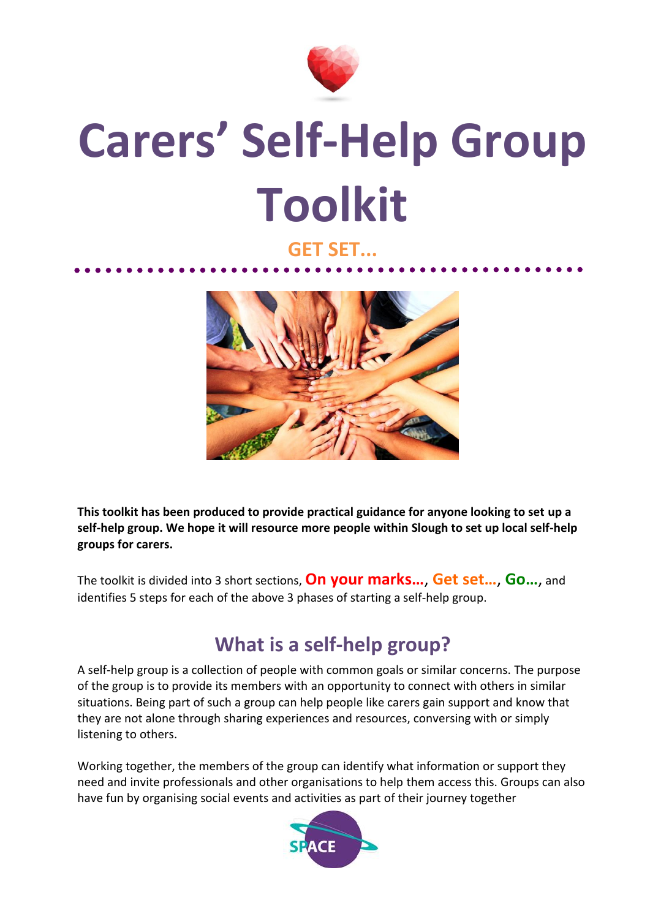# Carers' Self-Help Group Toolkit

## GET SET...

**This toolkit has been produced to provide practical guidance for anyone looking to set up a self-help group. We hope it will resource more people within Slough to set up local self-help groups for carers.**

The toolkit is divided into 3 short sections, **On your marks…**, **Get set…**, **Go…**, and identifies 5 steps for each of the above 3 phases of starting a self-help group.

## What is a self-help group?

A self-help group is a collection of people with common goals or similar concerns. The purpose of the group is to provide its members with an opportunity to connect with others in similar situations. Being part of such a group can help people like carers gain support and know that they are not alone through sharing experiences and resources, conversing with or simply listening to others.

Working together, the members of the group can identify what information or support they need and invite professionals and other organisations to help them access this. Groups can also have fun by organising social events and activities as part of their journey together

SPACE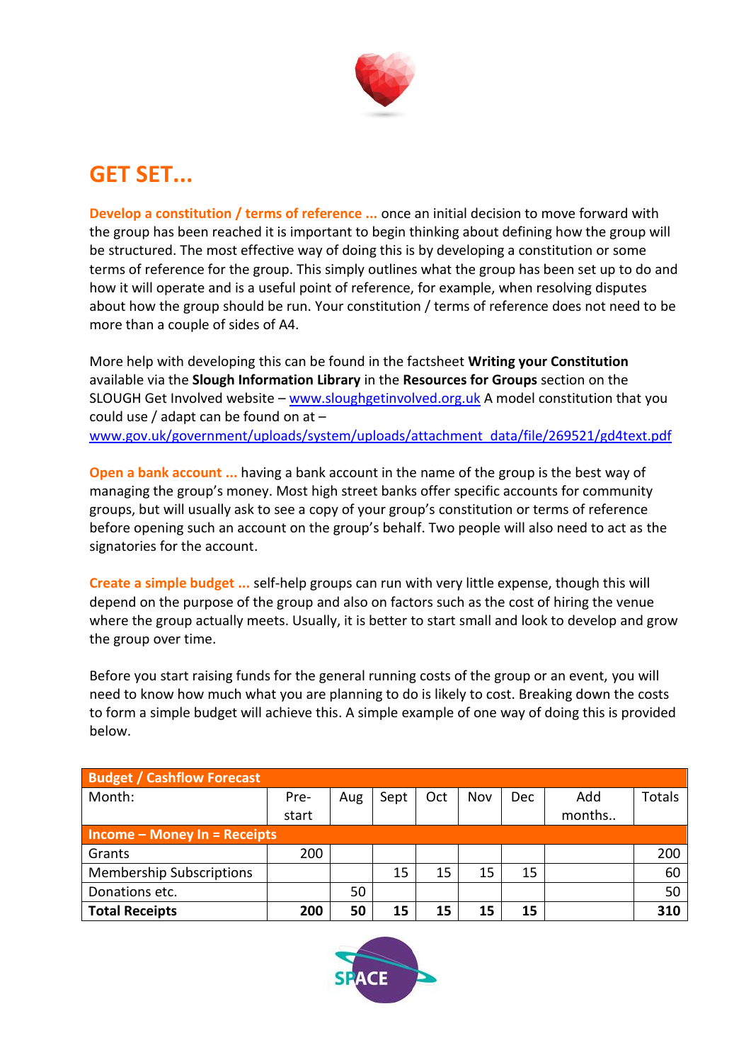# GET SET...

**Develop a constitution / terms of reference ...** once an initial decision to move forward with the group has been reached it is important to begin thinking about defining how the group will be structured. The most effective way of doing this is by developing a constitution or some terms of reference for the group. This simply outlines what the group has been set up to do and how it will operate and is a useful point of reference, for example, when resolving disputes about how the group should be run. Your constitution / terms of reference does not need to be more than a couple of sides of A4.

More help with developing this can be found in the factsheet **Writing your Constitution** available via the **Slough Information Library** in the **Resources for Groups** section on the SLOUGH Get Involved website – www.sloughgetinvolved.org.uk A model constitution that you could use / adapt can be found on at – www.gov.uk/government/uploads/system/uploads/attachment_data/file/269521/gd4text.pdf

**Open a bank account ...** having a bank account in the name of the group is the best way of managing the group's money. Most high street banks offer specific accounts for community groups, but will usually ask to see a copy of your group's constitution or terms of reference before opening such an account on the group's behalf. Two people will also need to act as the signatories for the account.

**Create a simple budget ...** self-help groups can run with very little expense, though this will depend on the purpose of the group and also on factors such as the cost of hiring the venue where the group actually meets. Usually, it is better to start small and look to develop and grow the group over time.

Before you start raising funds for the general running costs of the group or an event, you will need to know how much what you are planning to do is likely to cost. Breaking down the costs to form a simple budget will achieve this. A simple example of one way of doing this is provided below.

| **Budget / Cashflow Forecast** | | | | | | | | |
|---|---|---|---|---|---|---|---|---|
| Month: | Pre-start | Aug | Sept | Oct | Nov | Dec | Add months.. | Totals |
| **Income – Money In = Receipts** | | | | | | | | |
| Grants | 200 | | | | | | | 200 |
| Membership Subscriptions | | | 15 | 15 | 15 | 15 | | 60 |
| Donations etc. | | 50 | | | | | | 50 |
| **Total Receipts** | **200** | **50** | **15** | **15** | **15** | **15** | | **310** |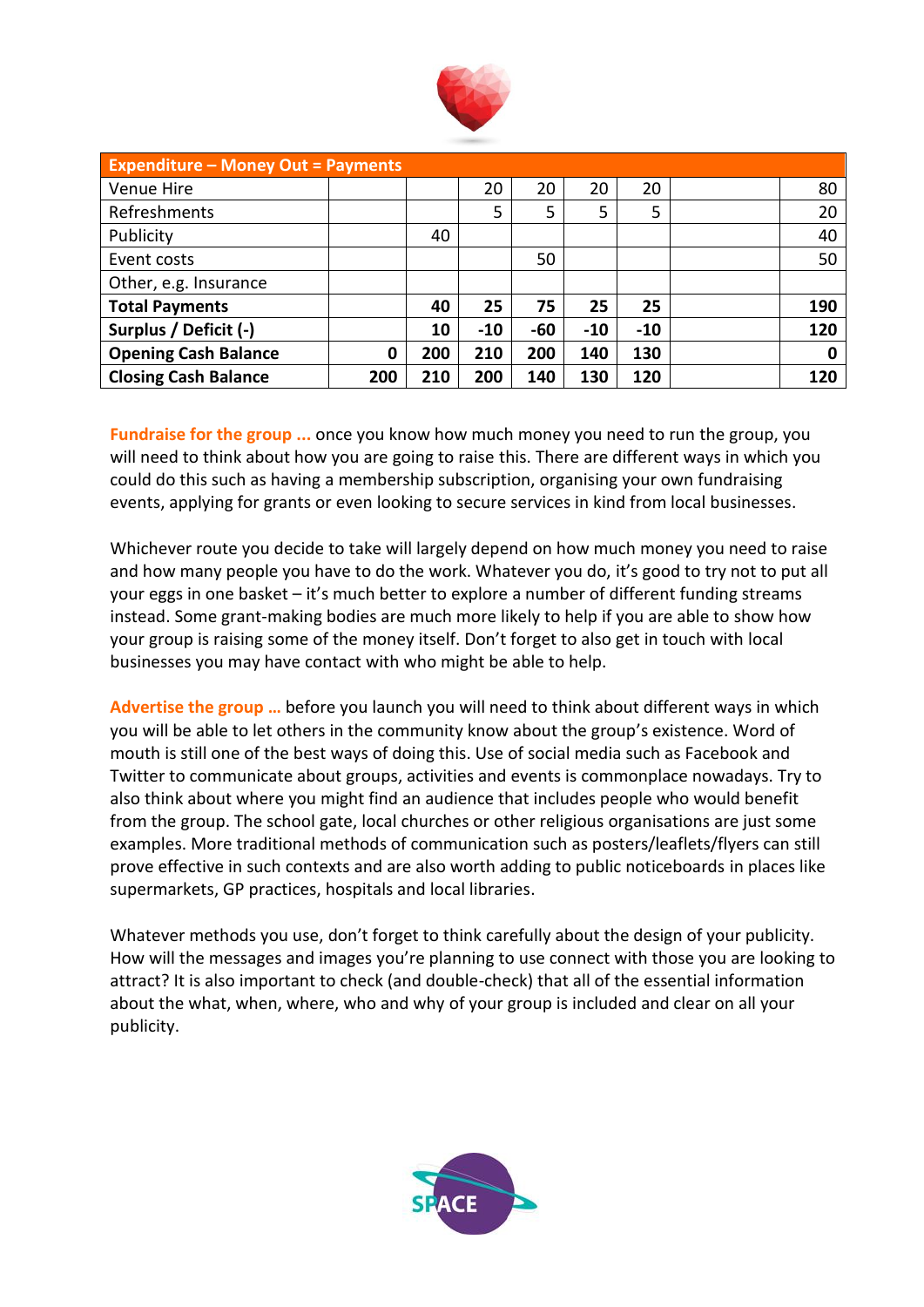| Expenditure – Money Out = Payments | | | | | | | | |
|---|---|---|---|---|---|---|---|---|
| Venue Hire | | | 20 | 20 | 20 | 20 | | 80 |
| Refreshments | | | 5 | 5 | 5 | 5 | | 20 |
| Publicity | | 40 | | | | | | 40 |
| Event costs | | | | 50 | | | | 50 |
| Other, e.g. Insurance | | | | | | | | |
| **Total Payments** | | **40** | **25** | **75** | **25** | **25** | | **190** |
| **Surplus / Deficit (-)** | | **10** | **-10** | **-60** | **-10** | **-10** | | **120** |
| **Opening Cash Balance** | **0** | **200** | **210** | **200** | **140** | **130** | | **0** |
| **Closing Cash Balance** | **200** | **210** | **200** | **140** | **130** | **120** | | **120** |

**Fundraise for the group ...** once you know how much money you need to run the group, you will need to think about how you are going to raise this. There are different ways in which you could do this such as having a membership subscription, organising your own fundraising events, applying for grants or even looking to secure services in kind from local businesses.

Whichever route you decide to take will largely depend on how much money you need to raise and how many people you have to do the work. Whatever you do, it's good to try not to put all your eggs in one basket – it's much better to explore a number of different funding streams instead. Some grant-making bodies are much more likely to help if you are able to show how your group is raising some of the money itself. Don't forget to also get in touch with local businesses you may have contact with who might be able to help.

**Advertise the group …** before you launch you will need to think about different ways in which you will be able to let others in the community know about the group's existence. Word of mouth is still one of the best ways of doing this. Use of social media such as Facebook and Twitter to communicate about groups, activities and events is commonplace nowadays. Try to also think about where you might find an audience that includes people who would benefit from the group. The school gate, local churches or other religious organisations are just some examples. More traditional methods of communication such as posters/leaflets/flyers can still prove effective in such contexts and are also worth adding to public noticeboards in places like supermarkets, GP practices, hospitals and local libraries.

Whatever methods you use, don't forget to think carefully about the design of your publicity. How will the messages and images you're planning to use connect with those you are looking to attract? It is also important to check (and double-check) that all of the essential information about the what, when, where, who and why of your group is included and clear on all your publicity.